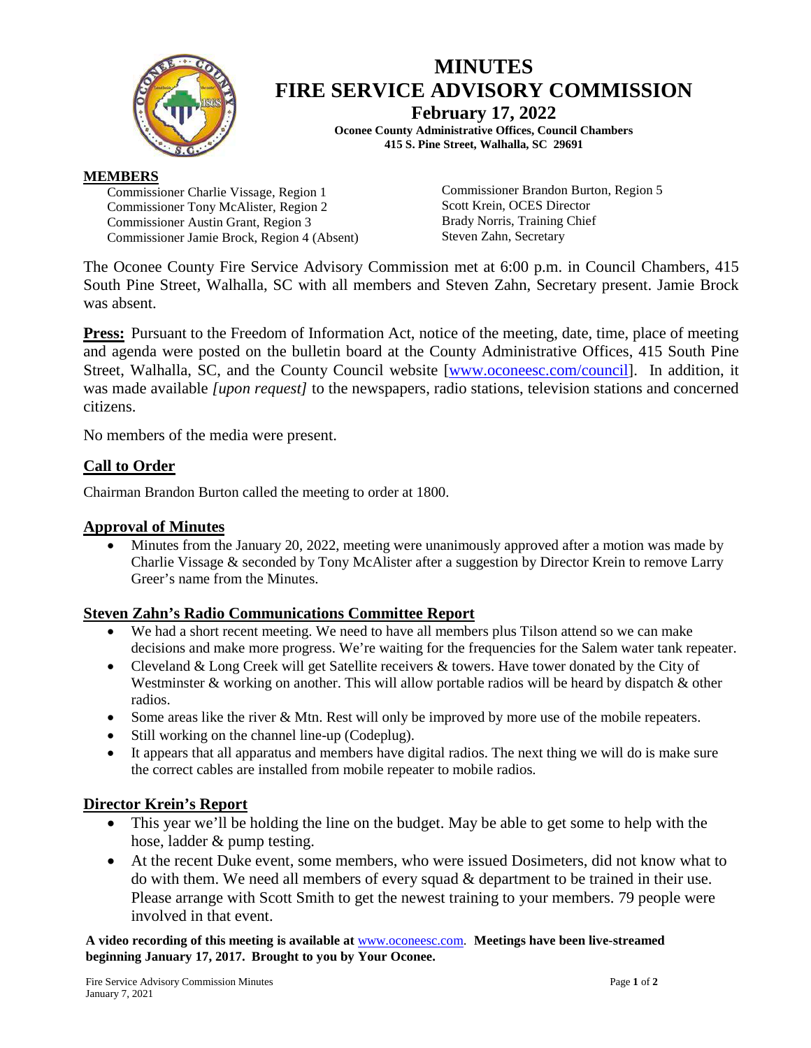# MINUTES
# FIRE SERVICE ADVISORY COMMISSION
## February 17, 2022

**Oconee County Administrative Offices, Council Chambers**
**415 S. Pine Street, Walhalla, SC 29691**

**MEMBERS**

Commissioner Charlie Vissage, Region 1
Commissioner Tony McAlister, Region 2
Commissioner Austin Grant, Region 3
Commissioner Jamie Brock, Region 4 (Absent)
Commissioner Brandon Burton, Region 5
Scott Krein, OCES Director
Brady Norris, Training Chief
Steven Zahn, Secretary

The Oconee County Fire Service Advisory Commission met at 6:00 p.m. in Council Chambers, 415 South Pine Street, Walhalla, SC with all members and Steven Zahn, Secretary present. Jamie Brock was absent.

**Press:** Pursuant to the Freedom of Information Act, notice of the meeting, date, time, place of meeting and agenda were posted on the bulletin board at the County Administrative Offices, 415 South Pine Street, Walhalla, SC, and the County Council website [www.oconeesc.com/council]. In addition, it was made available *[upon request]* to the newspapers, radio stations, television stations and concerned citizens.

No members of the media were present.

## Call to Order

Chairman Brandon Burton called the meeting to order at 1800.

## Approval of Minutes

- Minutes from the January 20, 2022, meeting were unanimously approved after a motion was made by Charlie Vissage & seconded by Tony McAlister after a suggestion by Director Krein to remove Larry Greer's name from the Minutes.

## Steven Zahn's Radio Communications Committee Report

- We had a short recent meeting. We need to have all members plus Tilson attend so we can make decisions and make more progress. We're waiting for the frequencies for the Salem water tank repeater.
- Cleveland & Long Creek will get Satellite receivers & towers. Have tower donated by the City of Westminster & working on another. This will allow portable radios will be heard by dispatch & other radios.
- Some areas like the river & Mtn. Rest will only be improved by more use of the mobile repeaters.
- Still working on the channel line-up (Codeplug).
- It appears that all apparatus and members have digital radios. The next thing we will do is make sure the correct cables are installed from mobile repeater to mobile radios.

## Director Krein's Report

- This year we'll be holding the line on the budget. May be able to get some to help with the hose, ladder & pump testing.
- At the recent Duke event, some members, who were issued Dosimeters, did not know what to do with them. We need all members of every squad & department to be trained in their use. Please arrange with Scott Smith to get the newest training to your members. 79 people were involved in that event.

**A video recording of this meeting is available at** www.oconeesc.com. **Meetings have been live-streamed beginning January 17, 2017. Brought to you by Your Oconee.**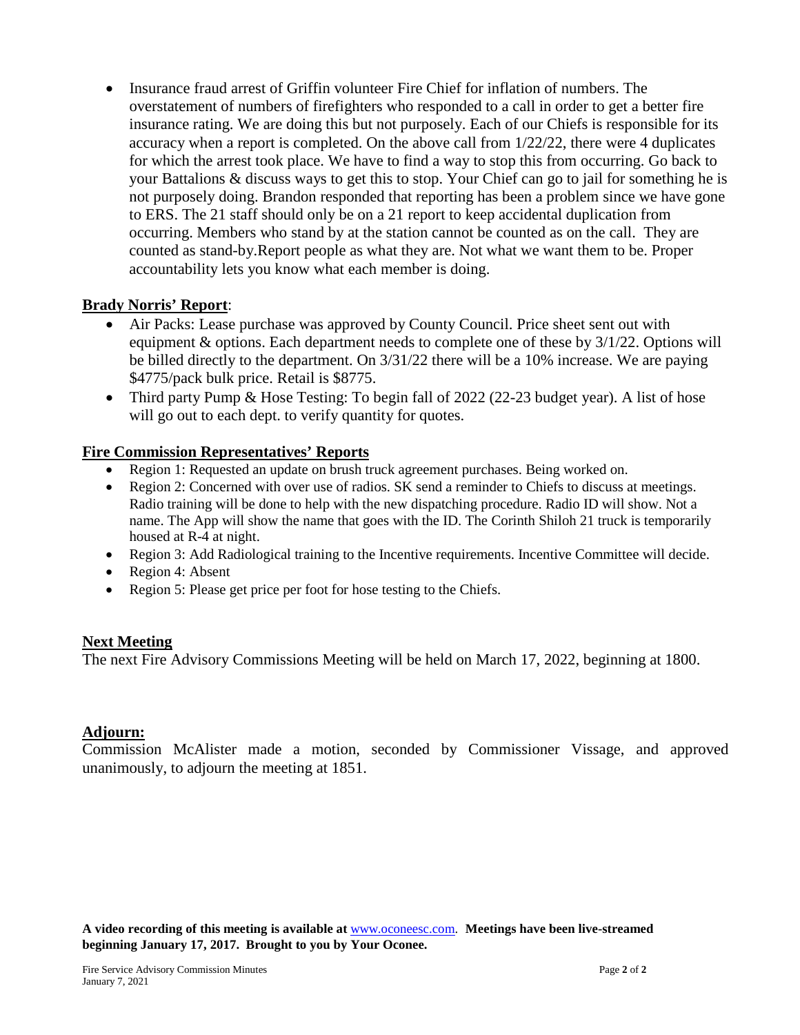- Insurance fraud arrest of Griffin volunteer Fire Chief for inflation of numbers. The overstatement of numbers of firefighters who responded to a call in order to get a better fire insurance rating. We are doing this but not purposely. Each of our Chiefs is responsible for its accuracy when a report is completed. On the above call from 1/22/22, there were 4 duplicates for which the arrest took place. We have to find a way to stop this from occurring. Go back to your Battalions & discuss ways to get this to stop. Your Chief can go to jail for something he is not purposely doing. Brandon responded that reporting has been a problem since we have gone to ERS. The 21 staff should only be on a 21 report to keep accidental duplication from occurring. Members who stand by at the station cannot be counted as on the call. They are counted as stand-by.Report people as what they are. Not what we want them to be. Proper accountability lets you know what each member is doing.

**<u>Brady Norris' Report</u>**:

- Air Packs: Lease purchase was approved by County Council. Price sheet sent out with equipment & options. Each department needs to complete one of these by 3/1/22. Options will be billed directly to the department. On 3/31/22 there will be a 10% increase. We are paying \$4775/pack bulk price. Retail is \$8775.
- Third party Pump & Hose Testing: To begin fall of 2022 (22-23 budget year). A list of hose will go out to each dept. to verify quantity for quotes.

**<u>Fire Commission Representatives' Reports</u>**

- Region 1: Requested an update on brush truck agreement purchases. Being worked on.
- Region 2: Concerned with over use of radios. SK send a reminder to Chiefs to discuss at meetings. Radio training will be done to help with the new dispatching procedure. Radio ID will show. Not a name. The App will show the name that goes with the ID. The Corinth Shiloh 21 truck is temporarily housed at R-4 at night.
- Region 3: Add Radiological training to the Incentive requirements. Incentive Committee will decide.
- Region 4: Absent
- Region 5: Please get price per foot for hose testing to the Chiefs.

**<u>Next Meeting</u>**

The next Fire Advisory Commissions Meeting will be held on March 17, 2022, beginning at 1800.

**<u>Adjourn:</u>**

Commission McAlister made a motion, seconded by Commissioner Vissage, and approved unanimously, to adjourn the meeting at 1851.

**A video recording of this meeting is available at** www.oconeesc.com. **Meetings have been live-streamed beginning January 17, 2017. Brought to you by Your Oconee.**